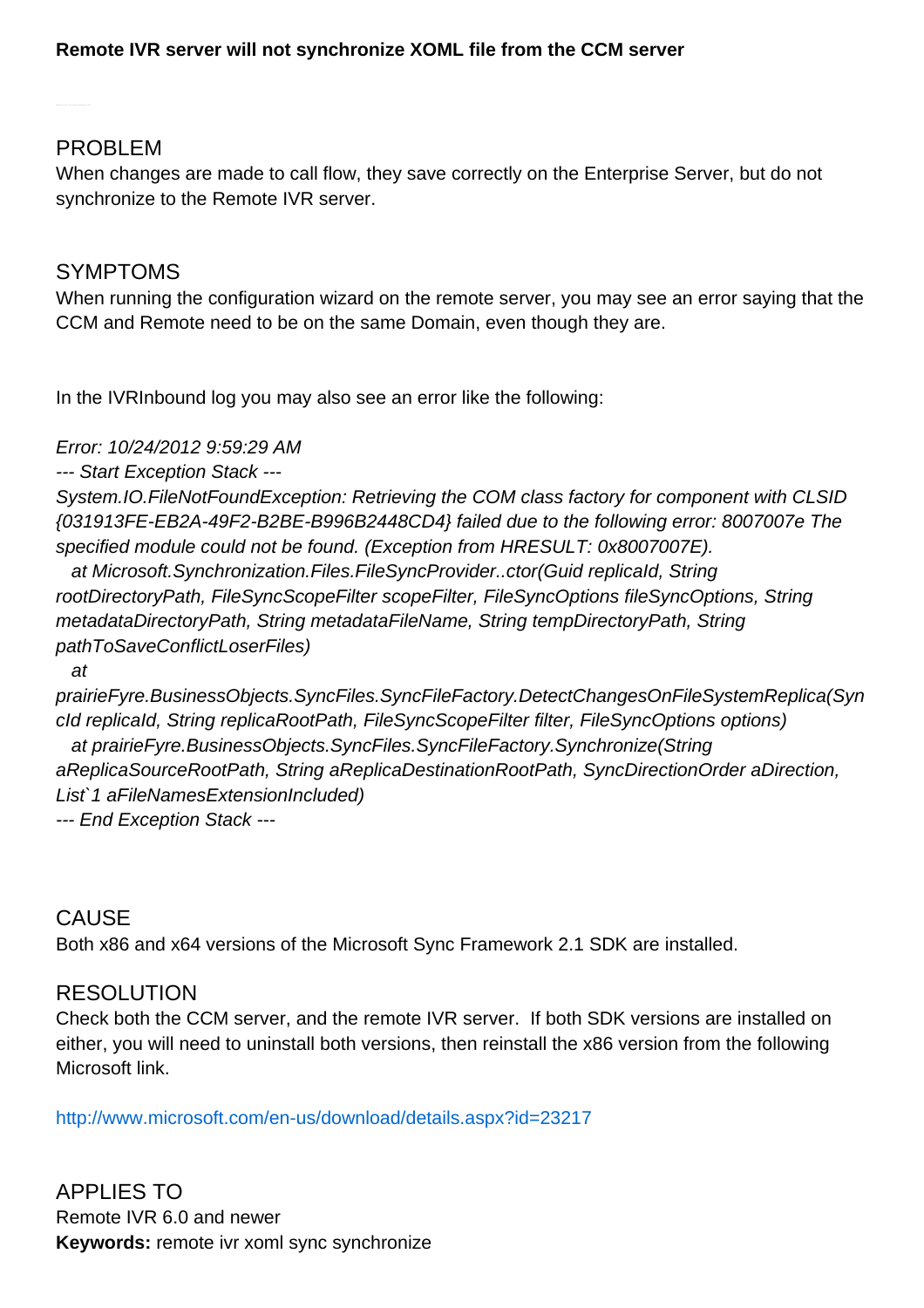**Remote IVR server will not synchronize XOML file from the CCM server**

## PROBLEM

When changes are made to call flow, they save correctly on the Enterprise Server, but do not synchronize to the Remote IVR server.

## SYMPTOMS

When running the configuration wizard on the remote server, you may see an error saying that the CCM and Remote need to be on the same Domain, even though they are.

In the IVRInbound log you may also see an error like the following:

*Error: 10/24/2012 9:59:29 AM*
*--- Start Exception Stack ---*
*System.IO.FileNotFoundException: Retrieving the COM class factory for component with CLSID {031913FE-EB2A-49F2-B2BE-B996B2448CD4} failed due to the following error: 8007007e The specified module could not be found. (Exception from HRESULT: 0x8007007E).*
*at Microsoft.Synchronization.Files.FileSyncProvider..ctor(Guid replicaId, String rootDirectoryPath, FileSyncScopeFilter scopeFilter, FileSyncOptions fileSyncOptions, String metadataDirectoryPath, String metadataFileName, String tempDirectoryPath, String pathToSaveConflictLoserFiles)*
*at prairieFyre.BusinessObjects.SyncFiles.SyncFileFactory.DetectChangesOnFileSystemReplica(SyncId replicaId, String replicaRootPath, FileSyncScopeFilter filter, FileSyncOptions options)*
*at prairieFyre.BusinessObjects.SyncFiles.SyncFileFactory.Synchronize(String aReplicaSourceRootPath, String aReplicaDestinationRootPath, SyncDirectionOrder aDirection, List`1 aFileNamesExtensionIncluded)*
*--- End Exception Stack ---*

## CAUSE

Both x86 and x64 versions of the Microsoft Sync Framework 2.1 SDK are installed.

## RESOLUTION

Check both the CCM server, and the remote IVR server. If both SDK versions are installed on either, you will need to uninstall both versions, then reinstall the x86 version from the following Microsoft link.

http://www.microsoft.com/en-us/download/details.aspx?id=23217

## APPLIES TO

Remote IVR 6.0 and newer
**Keywords:** remote ivr xoml sync synchronize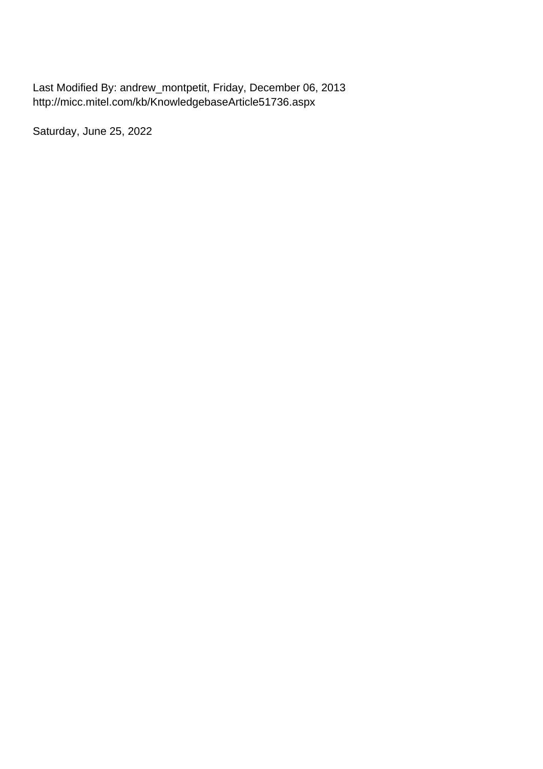Last Modified By: andrew_montpetit, Friday, December 06, 2013
http://micc.mitel.com/kb/KnowledgebaseArticle51736.aspx

Saturday, June 25, 2022